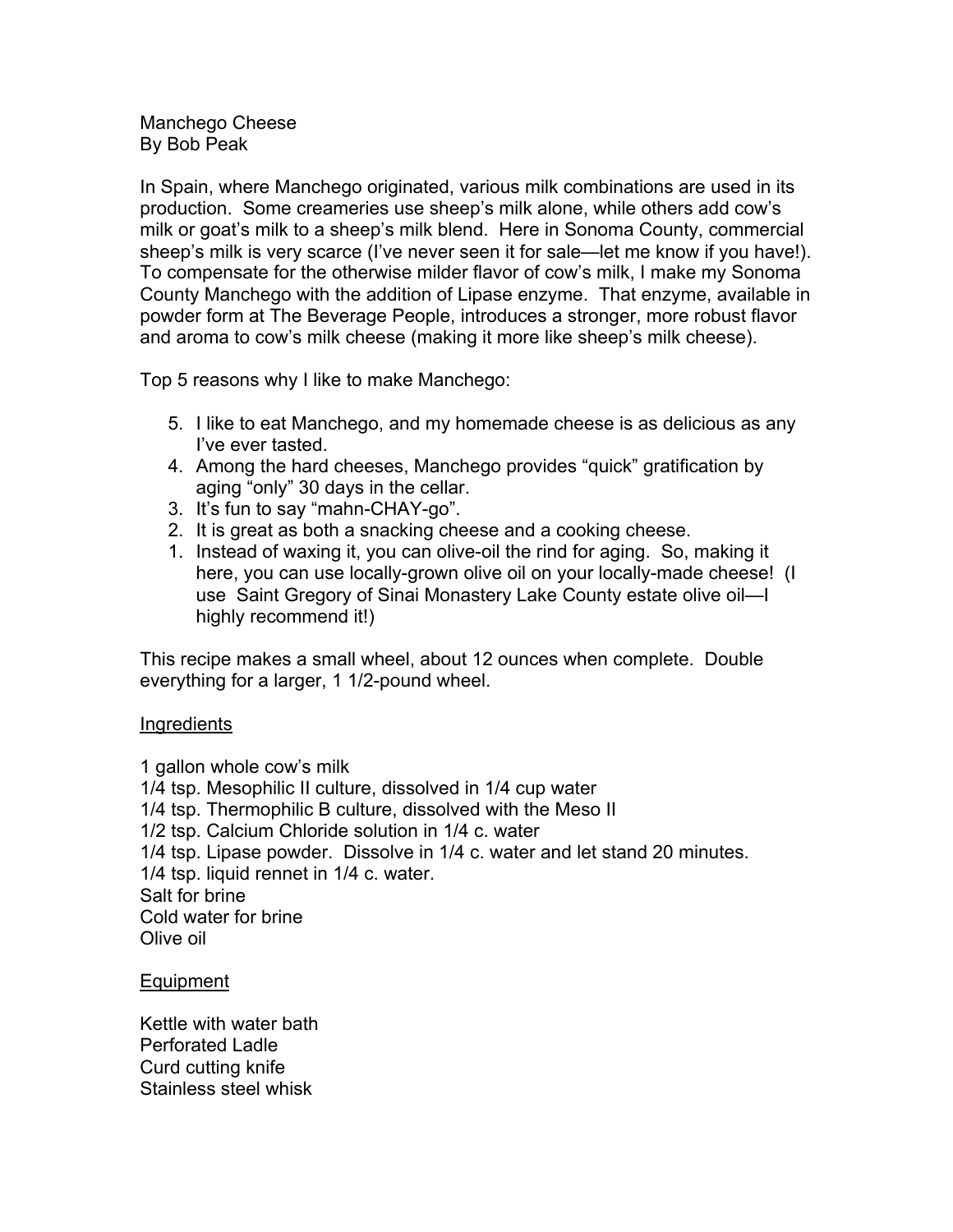# Manchego Cheese

By Bob Peak

In Spain, where Manchego originated, various milk combinations are used in its production. Some creameries use sheep's milk alone, while others add cow's milk or goat's milk to a sheep's milk blend. Here in Sonoma County, commercial sheep's milk is very scarce (I've never seen it for sale—let me know if you have!). To compensate for the otherwise milder flavor of cow's milk, I make my Sonoma County Manchego with the addition of Lipase enzyme. That enzyme, available in powder form at The Beverage People, introduces a stronger, more robust flavor and aroma to cow's milk cheese (making it more like sheep's milk cheese).

Top 5 reasons why I like to make Manchego:

5. I like to eat Manchego, and my homemade cheese is as delicious as any I've ever tasted.
4. Among the hard cheeses, Manchego provides "quick" gratification by aging "only" 30 days in the cellar.
3. It's fun to say "mahn-CHAY-go".
2. It is great as both a snacking cheese and a cooking cheese.
1. Instead of waxing it, you can olive-oil the rind for aging. So, making it here, you can use locally-grown olive oil on your locally-made cheese! (I use Saint Gregory of Sinai Monastery Lake County estate olive oil—I highly recommend it!)

This recipe makes a small wheel, about 12 ounces when complete. Double everything for a larger, 1 1/2-pound wheel.

## Ingredients

1 gallon whole cow's milk
1/4 tsp. Mesophilic II culture, dissolved in 1/4 cup water
1/4 tsp. Thermophilic B culture, dissolved with the Meso II
1/2 tsp. Calcium Chloride solution in 1/4 c. water
1/4 tsp. Lipase powder. Dissolve in 1/4 c. water and let stand 20 minutes.
1/4 tsp. liquid rennet in 1/4 c. water.
Salt for brine
Cold water for brine
Olive oil

## Equipment

Kettle with water bath
Perforated Ladle
Curd cutting knife
Stainless steel whisk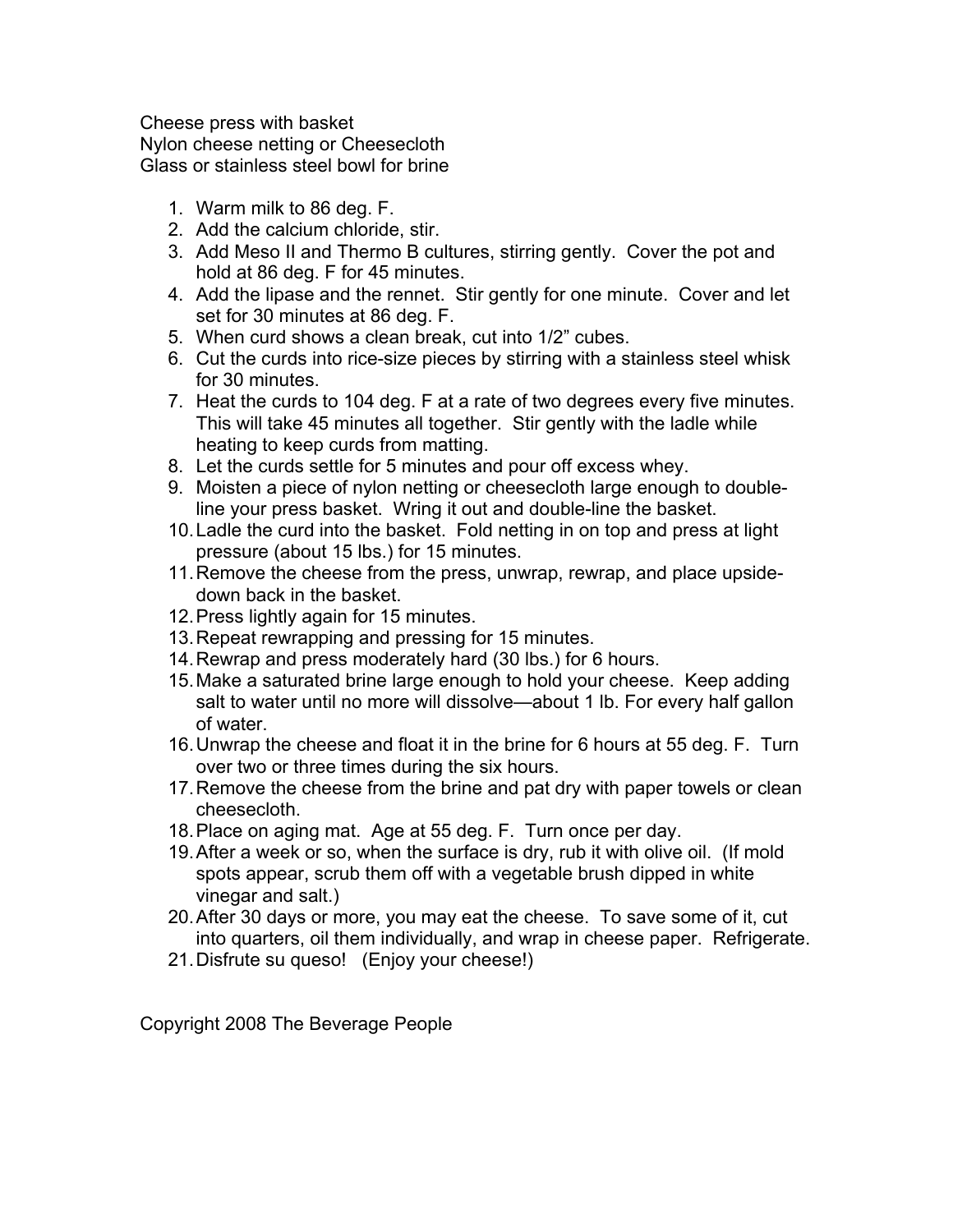Cheese press with basket
Nylon cheese netting or Cheesecloth
Glass or stainless steel bowl for brine

1. Warm milk to 86 deg. F.
2. Add the calcium chloride, stir.
3. Add Meso II and Thermo B cultures, stirring gently. Cover the pot and hold at 86 deg. F for 45 minutes.
4. Add the lipase and the rennet. Stir gently for one minute. Cover and let set for 30 minutes at 86 deg. F.
5. When curd shows a clean break, cut into 1/2" cubes.
6. Cut the curds into rice-size pieces by stirring with a stainless steel whisk for 30 minutes.
7. Heat the curds to 104 deg. F at a rate of two degrees every five minutes. This will take 45 minutes all together. Stir gently with the ladle while heating to keep curds from matting.
8. Let the curds settle for 5 minutes and pour off excess whey.
9. Moisten a piece of nylon netting or cheesecloth large enough to double-line your press basket. Wring it out and double-line the basket.
10. Ladle the curd into the basket. Fold netting in on top and press at light pressure (about 15 lbs.) for 15 minutes.
11. Remove the cheese from the press, unwrap, rewrap, and place upside-down back in the basket.
12. Press lightly again for 15 minutes.
13. Repeat rewrapping and pressing for 15 minutes.
14. Rewrap and press moderately hard (30 lbs.) for 6 hours.
15. Make a saturated brine large enough to hold your cheese. Keep adding salt to water until no more will dissolve—about 1 lb. For every half gallon of water.
16. Unwrap the cheese and float it in the brine for 6 hours at 55 deg. F. Turn over two or three times during the six hours.
17. Remove the cheese from the brine and pat dry with paper towels or clean cheesecloth.
18. Place on aging mat. Age at 55 deg. F. Turn once per day.
19. After a week or so, when the surface is dry, rub it with olive oil. (If mold spots appear, scrub them off with a vegetable brush dipped in white vinegar and salt.)
20. After 30 days or more, you may eat the cheese. To save some of it, cut into quarters, oil them individually, and wrap in cheese paper. Refrigerate.
21. Disfrute su queso! (Enjoy your cheese!)

Copyright 2008 The Beverage People